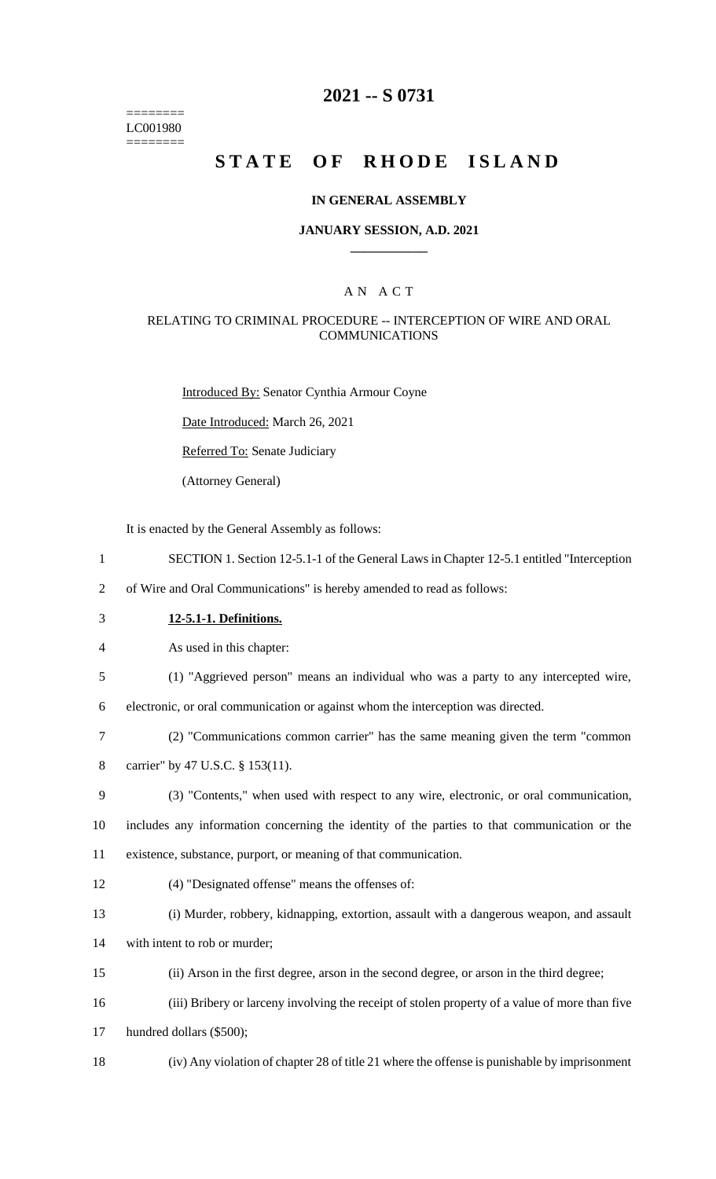========
LC001980
========

# 2021 -- S 0731

# STATE OF RHODE ISLAND

## IN GENERAL ASSEMBLY

## JANUARY SESSION, A.D. 2021

### A N A C T

### RELATING TO CRIMINAL PROCEDURE -- INTERCEPTION OF WIRE AND ORAL COMMUNICATIONS

Introduced By: Senator Cynthia Armour Coyne

Date Introduced: March 26, 2021

Referred To: Senate Judiciary

(Attorney General)

It is enacted by the General Assembly as follows:

SECTION 1. Section 12-5.1-1 of the General Laws in Chapter 12-5.1 entitled "Interception of Wire and Oral Communications" is hereby amended to read as follows:

**12-5.1-1. Definitions.**

As used in this chapter:

(1) "Aggrieved person" means an individual who was a party to any intercepted wire, electronic, or oral communication or against whom the interception was directed.

(2) "Communications common carrier" has the same meaning given the term "common carrier" by 47 U.S.C. § 153(11).

(3) "Contents," when used with respect to any wire, electronic, or oral communication, includes any information concerning the identity of the parties to that communication or the existence, substance, purport, or meaning of that communication.

(4) "Designated offense" means the offenses of:

(i) Murder, robbery, kidnapping, extortion, assault with a dangerous weapon, and assault with intent to rob or murder;

(ii) Arson in the first degree, arson in the second degree, or arson in the third degree;

(iii) Bribery or larceny involving the receipt of stolen property of a value of more than five hundred dollars ($500);

(iv) Any violation of chapter 28 of title 21 where the offense is punishable by imprisonment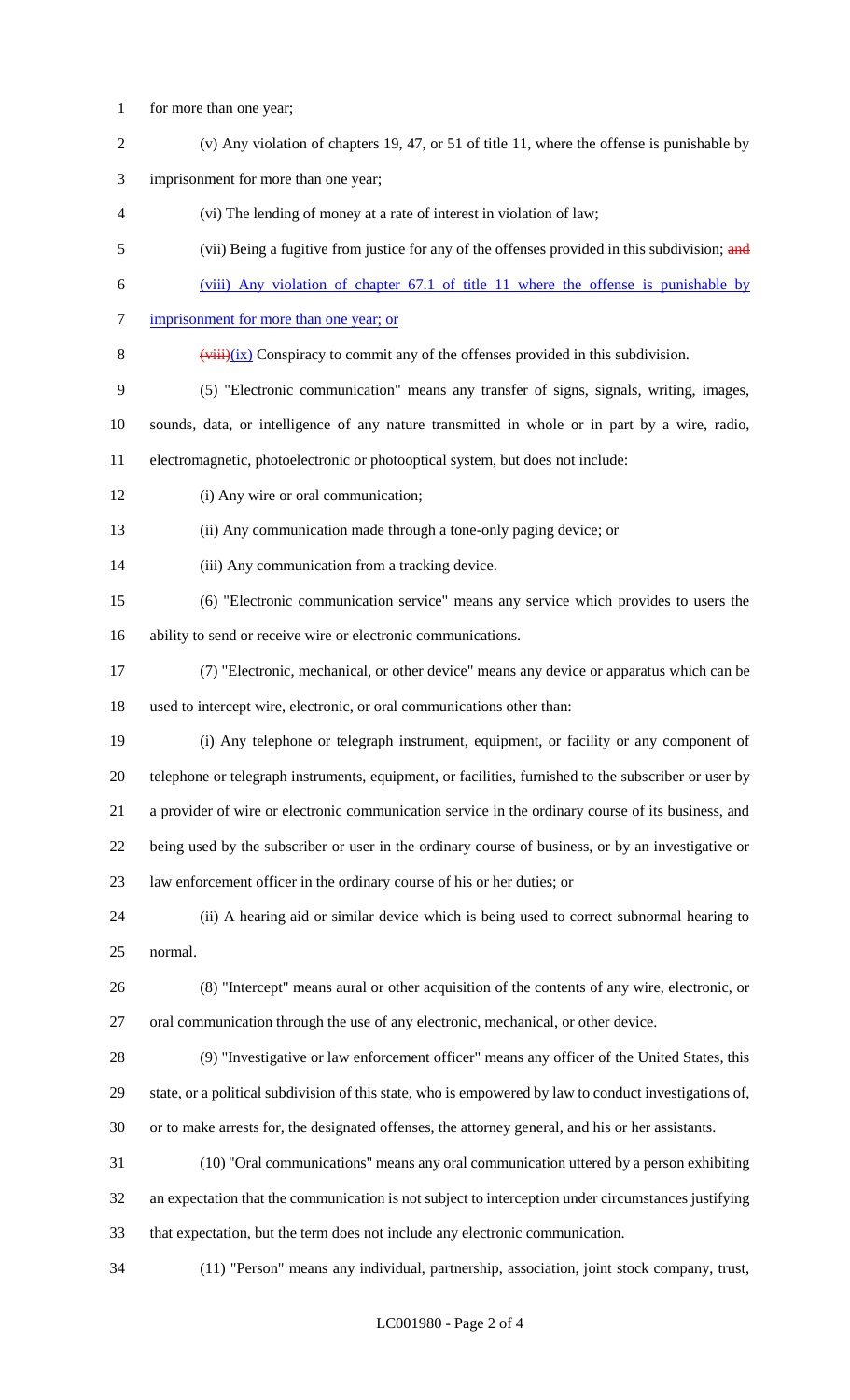for more than one year;

(v) Any violation of chapters 19, 47, or 51 of title 11, where the offense is punishable by imprisonment for more than one year;

(vi) The lending of money at a rate of interest in violation of law;

(vii) Being a fugitive from justice for any of the offenses provided in this subdivision; ~~and~~

(viii) Any violation of chapter 67.1 of title 11 where the offense is punishable by imprisonment for more than one year; or

~~(viii)~~(ix) Conspiracy to commit any of the offenses provided in this subdivision.

(5) "Electronic communication" means any transfer of signs, signals, writing, images, sounds, data, or intelligence of any nature transmitted in whole or in part by a wire, radio, electromagnetic, photoelectronic or photooptical system, but does not include:

(i) Any wire or oral communication;

(ii) Any communication made through a tone-only paging device; or

(iii) Any communication from a tracking device.

(6) "Electronic communication service" means any service which provides to users the ability to send or receive wire or electronic communications.

(7) "Electronic, mechanical, or other device" means any device or apparatus which can be used to intercept wire, electronic, or oral communications other than:

(i) Any telephone or telegraph instrument, equipment, or facility or any component of telephone or telegraph instruments, equipment, or facilities, furnished to the subscriber or user by a provider of wire or electronic communication service in the ordinary course of its business, and being used by the subscriber or user in the ordinary course of business, or by an investigative or law enforcement officer in the ordinary course of his or her duties; or

(ii) A hearing aid or similar device which is being used to correct subnormal hearing to normal.

(8) "Intercept" means aural or other acquisition of the contents of any wire, electronic, or oral communication through the use of any electronic, mechanical, or other device.

(9) "Investigative or law enforcement officer" means any officer of the United States, this state, or a political subdivision of this state, who is empowered by law to conduct investigations of, or to make arrests for, the designated offenses, the attorney general, and his or her assistants.

(10) "Oral communications" means any oral communication uttered by a person exhibiting an expectation that the communication is not subject to interception under circumstances justifying that expectation, but the term does not include any electronic communication.

(11) "Person" means any individual, partnership, association, joint stock company, trust,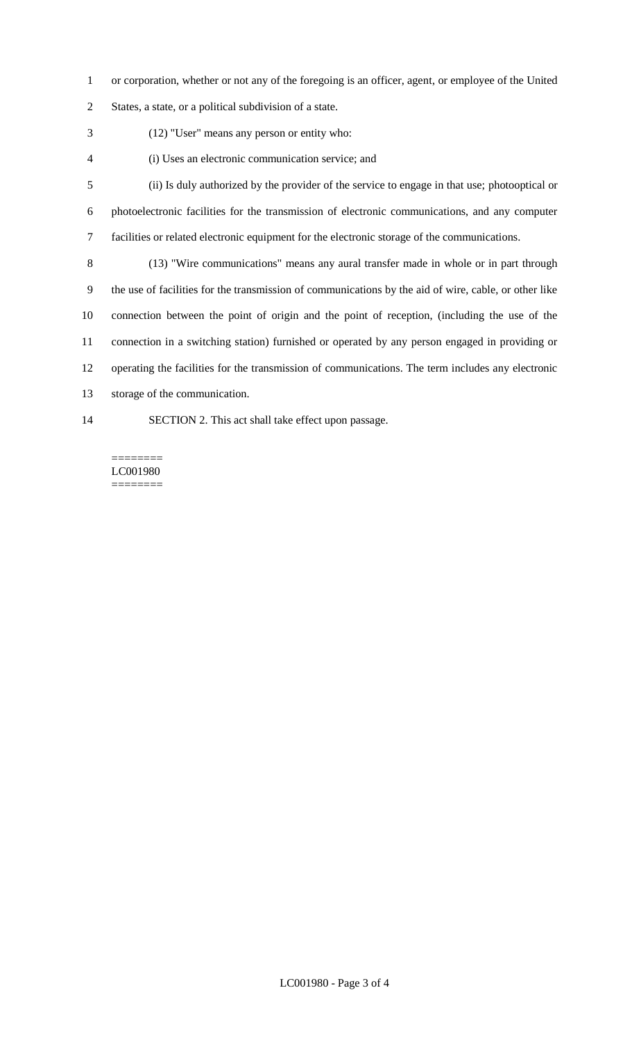or corporation, whether or not any of the foregoing is an officer, agent, or employee of the United States, a state, or a political subdivision of a state.

(12) "User" means any person or entity who:

(i) Uses an electronic communication service; and

(ii) Is duly authorized by the provider of the service to engage in that use; photooptical or photoelectronic facilities for the transmission of electronic communications, and any computer facilities or related electronic equipment for the electronic storage of the communications.

(13) "Wire communications" means any aural transfer made in whole or in part through the use of facilities for the transmission of communications by the aid of wire, cable, or other like connection between the point of origin and the point of reception, (including the use of the connection in a switching station) furnished or operated by any person engaged in providing or operating the facilities for the transmission of communications. The term includes any electronic storage of the communication.

SECTION 2. This act shall take effect upon passage.

========
LC001980
========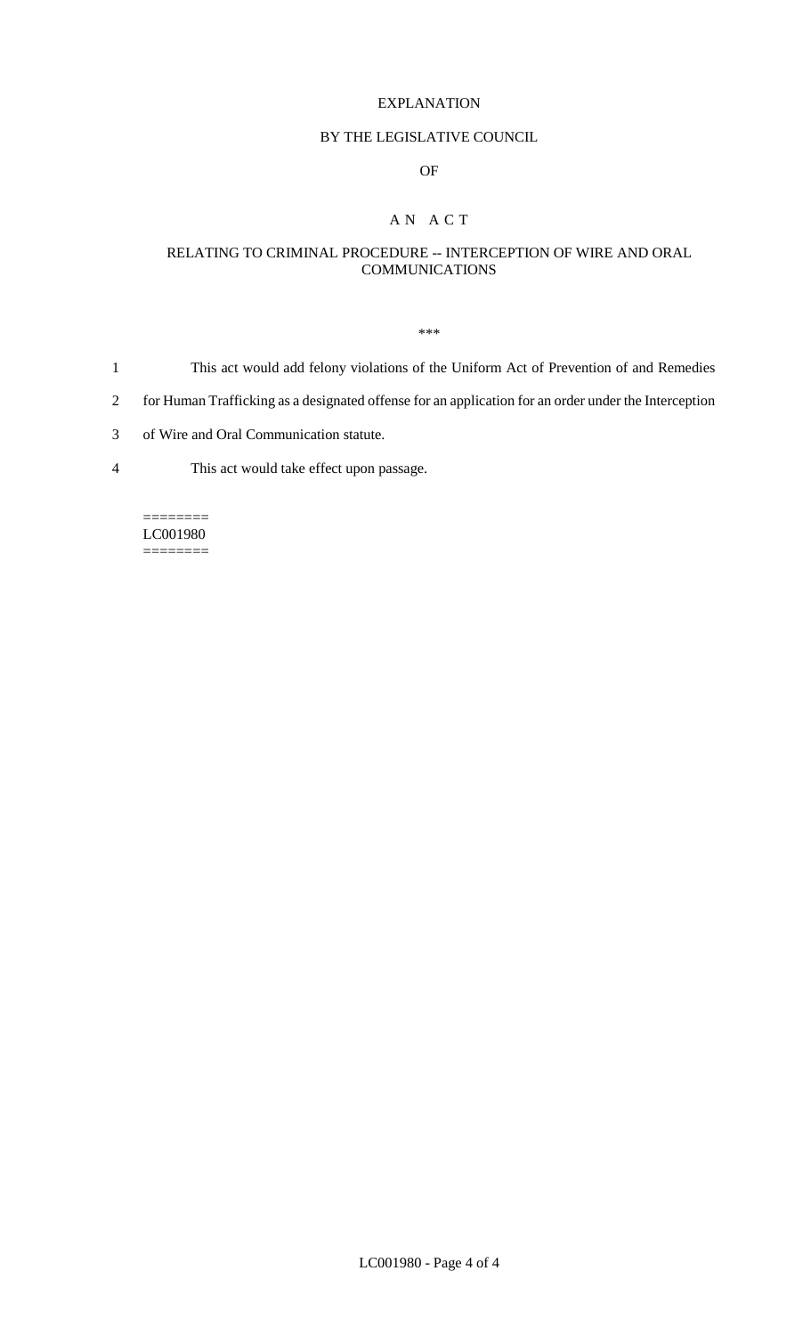EXPLANATION

BY THE LEGISLATIVE COUNCIL

OF

# A N A C T

RELATING TO CRIMINAL PROCEDURE -- INTERCEPTION OF WIRE AND ORAL COMMUNICATIONS

\*\*\*

1 This act would add felony violations of the Uniform Act of Prevention of and Remedies
2 for Human Trafficking as a designated offense for an application for an order under the Interception
3 of Wire and Oral Communication statute.
4 This act would take effect upon passage.

========
LC001980
========